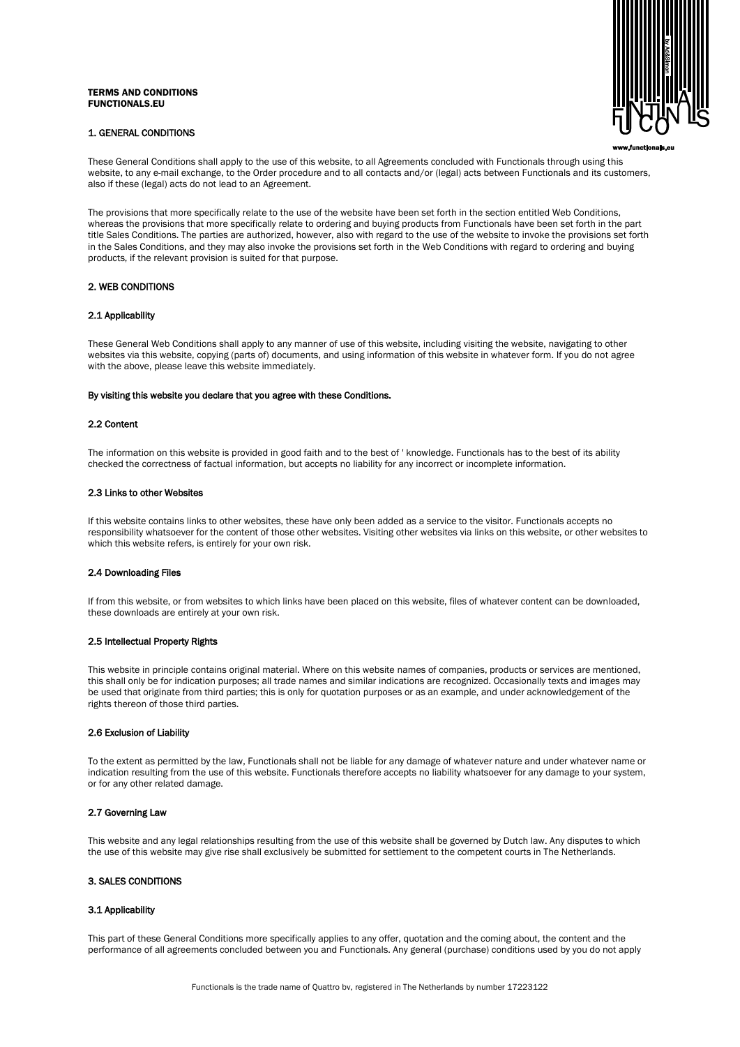**TERMS AND CONDITIONS**
**FUNCTIONALS.EU**

## 1. GENERAL CONDITIONS

These General Conditions shall apply to the use of this website, to all Agreements concluded with Functionals through using this website, to any e-mail exchange, to the Order procedure and to all contacts and/or (legal) acts between Functionals and its customers, also if these (legal) acts do not lead to an Agreement.

The provisions that more specifically relate to the use of the website have been set forth in the section entitled Web Conditions, whereas the provisions that more specifically relate to ordering and buying products from Functionals have been set forth in the part title Sales Conditions. The parties are authorized, however, also with regard to the use of the website to invoke the provisions set forth in the Sales Conditions, and they may also invoke the provisions set forth in the Web Conditions with regard to ordering and buying products, if the relevant provision is suited for that purpose.

## 2. WEB CONDITIONS

### 2.1 Applicability

These General Web Conditions shall apply to any manner of use of this website, including visiting the website, navigating to other websites via this website, copying (parts of) documents, and using information of this website in whatever form. If you do not agree with the above, please leave this website immediately.

**By visiting this website you declare that you agree with these Conditions.**

### 2.2 Content

The information on this website is provided in good faith and to the best of ' knowledge. Functionals has to the best of its ability checked the correctness of factual information, but accepts no liability for any incorrect or incomplete information.

### 2.3 Links to other Websites

If this website contains links to other websites, these have only been added as a service to the visitor. Functionals accepts no responsibility whatsoever for the content of those other websites. Visiting other websites via links on this website, or other websites to which this website refers, is entirely for your own risk.

### 2.4 Downloading Files

If from this website, or from websites to which links have been placed on this website, files of whatever content can be downloaded, these downloads are entirely at your own risk.

### 2.5 Intellectual Property Rights

This website in principle contains original material. Where on this website names of companies, products or services are mentioned, this shall only be for indication purposes; all trade names and similar indications are recognized. Occasionally texts and images may be used that originate from third parties; this is only for quotation purposes or as an example, and under acknowledgement of the rights thereon of those third parties.

### 2.6 Exclusion of Liability

To the extent as permitted by the law, Functionals shall not be liable for any damage of whatever nature and under whatever name or indication resulting from the use of this website. Functionals therefore accepts no liability whatsoever for any damage to your system, or for any other related damage.

### 2.7 Governing Law

This website and any legal relationships resulting from the use of this website shall be governed by Dutch law. Any disputes to which the use of this website may give rise shall exclusively be submitted for settlement to the competent courts in The Netherlands.

## 3. SALES CONDITIONS

### 3.1 Applicability

This part of these General Conditions more specifically applies to any offer, quotation and the coming about, the content and the performance of all agreements concluded between you and Functionals. Any general (purchase) conditions used by you do not apply

Functionals is the trade name of Quattro bv, registered in The Netherlands by number 17223122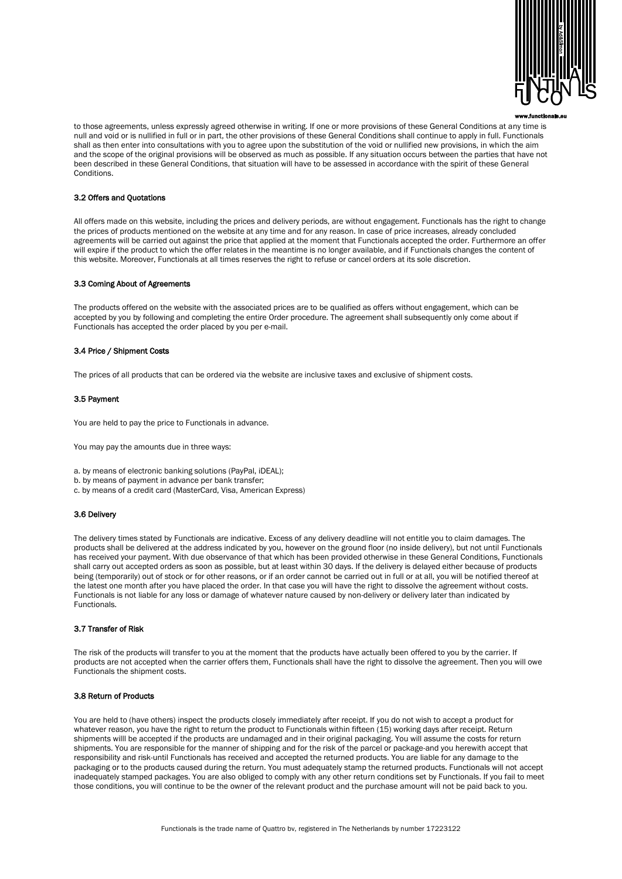to those agreements, unless expressly agreed otherwise in writing. If one or more provisions of these General Conditions at any time is null and void or is nullified in full or in part, the other provisions of these General Conditions shall continue to apply in full. Functionals shall as then enter into consultations with you to agree upon the substitution of the void or nullified new provisions, in which the aim and the scope of the original provisions will be observed as much as possible. If any situation occurs between the parties that have not been described in these General Conditions, that situation will have to be assessed in accordance with the spirit of these General Conditions.

### 3.2 Offers and Quotations

All offers made on this website, including the prices and delivery periods, are without engagement. Functionals has the right to change the prices of products mentioned on the website at any time and for any reason. In case of price increases, already concluded agreements will be carried out against the price that applied at the moment that Functionals accepted the order. Furthermore an offer will expire if the product to which the offer relates in the meantime is no longer available, and if Functionals changes the content of this website. Moreover, Functionals at all times reserves the right to refuse or cancel orders at its sole discretion.

### 3.3 Coming About of Agreements

The products offered on the website with the associated prices are to be qualified as offers without engagement, which can be accepted by you by following and completing the entire Order procedure. The agreement shall subsequently only come about if Functionals has accepted the order placed by you per e-mail.

### 3.4 Price / Shipment Costs

The prices of all products that can be ordered via the website are inclusive taxes and exclusive of shipment costs.

### 3.5 Payment

You are held to pay the price to Functionals in advance.

You may pay the amounts due in three ways:

a. by means of electronic banking solutions (PayPal, iDEAL);
b. by means of payment in advance per bank transfer;
c. by means of a credit card (MasterCard, Visa, American Express)

### 3.6 Delivery

The delivery times stated by Functionals are indicative. Excess of any delivery deadline will not entitle you to claim damages. The products shall be delivered at the address indicated by you, however on the ground floor (no inside delivery), but not until Functionals has received your payment. With due observance of that which has been provided otherwise in these General Conditions, Functionals shall carry out accepted orders as soon as possible, but at least within 30 days. If the delivery is delayed either because of products being (temporarily) out of stock or for other reasons, or if an order cannot be carried out in full or at all, you will be notified thereof at the latest one month after you have placed the order. In that case you will have the right to dissolve the agreement without costs. Functionals is not liable for any loss or damage of whatever nature caused by non-delivery or delivery later than indicated by Functionals.

### 3.7 Transfer of Risk

The risk of the products will transfer to you at the moment that the products have actually been offered to you by the carrier. If products are not accepted when the carrier offers them, Functionals shall have the right to dissolve the agreement. Then you will owe Functionals the shipment costs.

### 3.8 Return of Products

You are held to (have others) inspect the products closely immediately after receipt. If you do not wish to accept a product for whatever reason, you have the right to return the product to Functionals within fifteen (15) working days after receipt. Return shipments willl be accepted if the products are undamaged and in their original packaging. You will assume the costs for return shipments. You are responsible for the manner of shipping and for the risk of the parcel or package-and you herewith accept that responsibility and risk-until Functionals has received and accepted the returned products. You are liable for any damage to the packaging or to the products caused during the return. You must adequately stamp the returned products. Functionals will not accept inadequately stamped packages. You are also obliged to comply with any other return conditions set by Functionals. If you fail to meet those conditions, you will continue to be the owner of the relevant product and the purchase amount will not be paid back to you.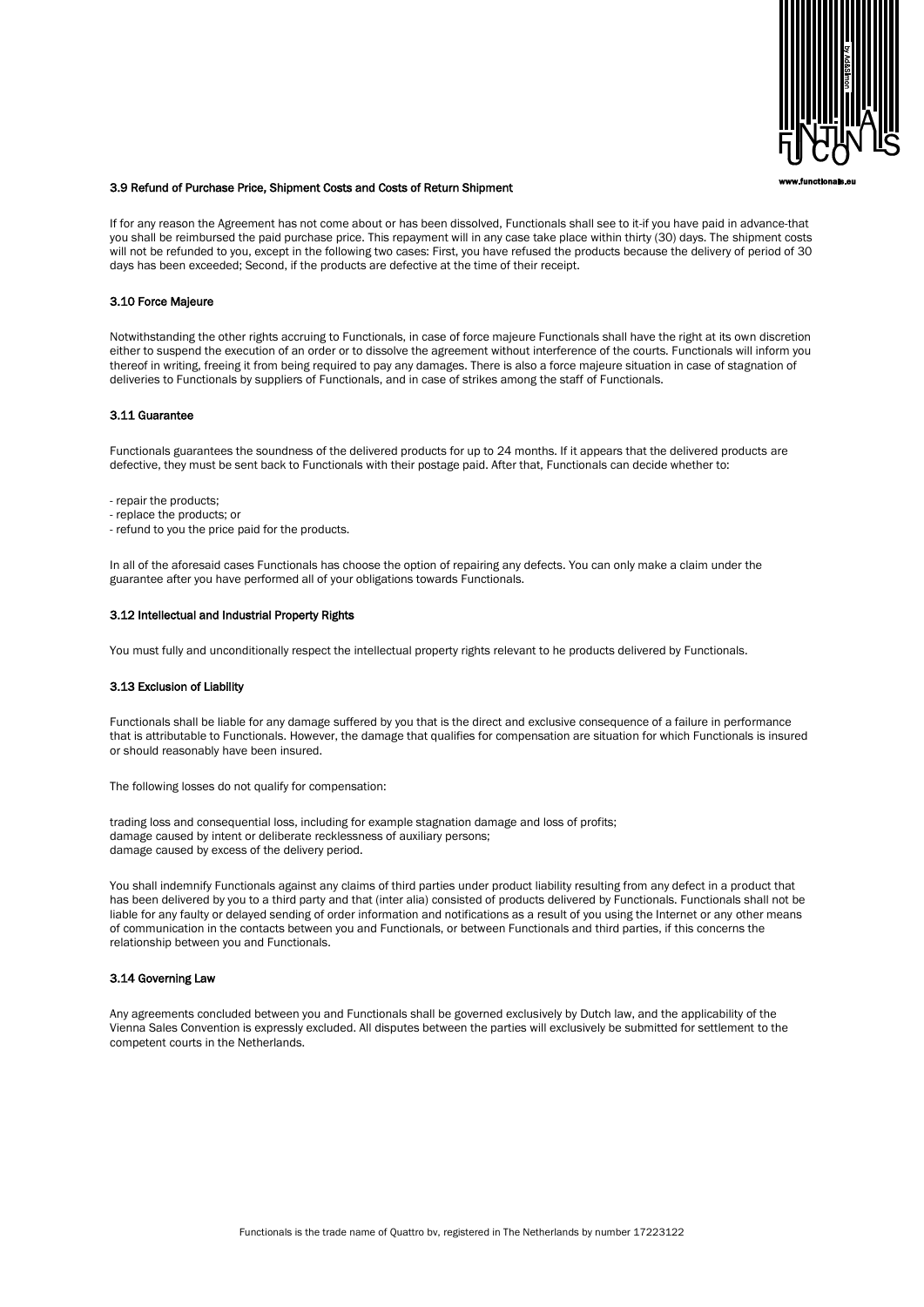### 3.9 Refund of Purchase Price, Shipment Costs and Costs of Return Shipment

If for any reason the Agreement has not come about or has been dissolved, Functionals shall see to it-if you have paid in advance-that you shall be reimbursed the paid purchase price. This repayment will in any case take place within thirty (30) days. The shipment costs will not be refunded to you, except in the following two cases: First, you have refused the products because the delivery of period of 30 days has been exceeded; Second, if the products are defective at the time of their receipt.

### 3.10 Force Majeure

Notwithstanding the other rights accruing to Functionals, in case of force majeure Functionals shall have the right at its own discretion either to suspend the execution of an order or to dissolve the agreement without interference of the courts. Functionals will inform you thereof in writing, freeing it from being required to pay any damages. There is also a force majeure situation in case of stagnation of deliveries to Functionals by suppliers of Functionals, and in case of strikes among the staff of Functionals.

### 3.11 Guarantee

Functionals guarantees the soundness of the delivered products for up to 24 months. If it appears that the delivered products are defective, they must be sent back to Functionals with their postage paid. After that, Functionals can decide whether to:

- repair the products;
- replace the products; or
- refund to you the price paid for the products.

In all of the aforesaid cases Functionals has choose the option of repairing any defects. You can only make a claim under the guarantee after you have performed all of your obligations towards Functionals.

### 3.12 Intellectual and Industrial Property Rights

You must fully and unconditionally respect the intellectual property rights relevant to he products delivered by Functionals.

### 3.13 Exclusion of Liability

Functionals shall be liable for any damage suffered by you that is the direct and exclusive consequence of a failure in performance that is attributable to Functionals. However, the damage that qualifies for compensation are situation for which Functionals is insured or should reasonably have been insured.

The following losses do not qualify for compensation:

trading loss and consequential loss, including for example stagnation damage and loss of profits;
damage caused by intent or deliberate recklessness of auxiliary persons;
damage caused by excess of the delivery period.

You shall indemnify Functionals against any claims of third parties under product liability resulting from any defect in a product that has been delivered by you to a third party and that (inter alia) consisted of products delivered by Functionals. Functionals shall not be liable for any faulty or delayed sending of order information and notifications as a result of you using the Internet or any other means of communication in the contacts between you and Functionals, or between Functionals and third parties, if this concerns the relationship between you and Functionals.

### 3.14 Governing Law

Any agreements concluded between you and Functionals shall be governed exclusively by Dutch law, and the applicability of the Vienna Sales Convention is expressly excluded. All disputes between the parties will exclusively be submitted for settlement to the competent courts in the Netherlands.